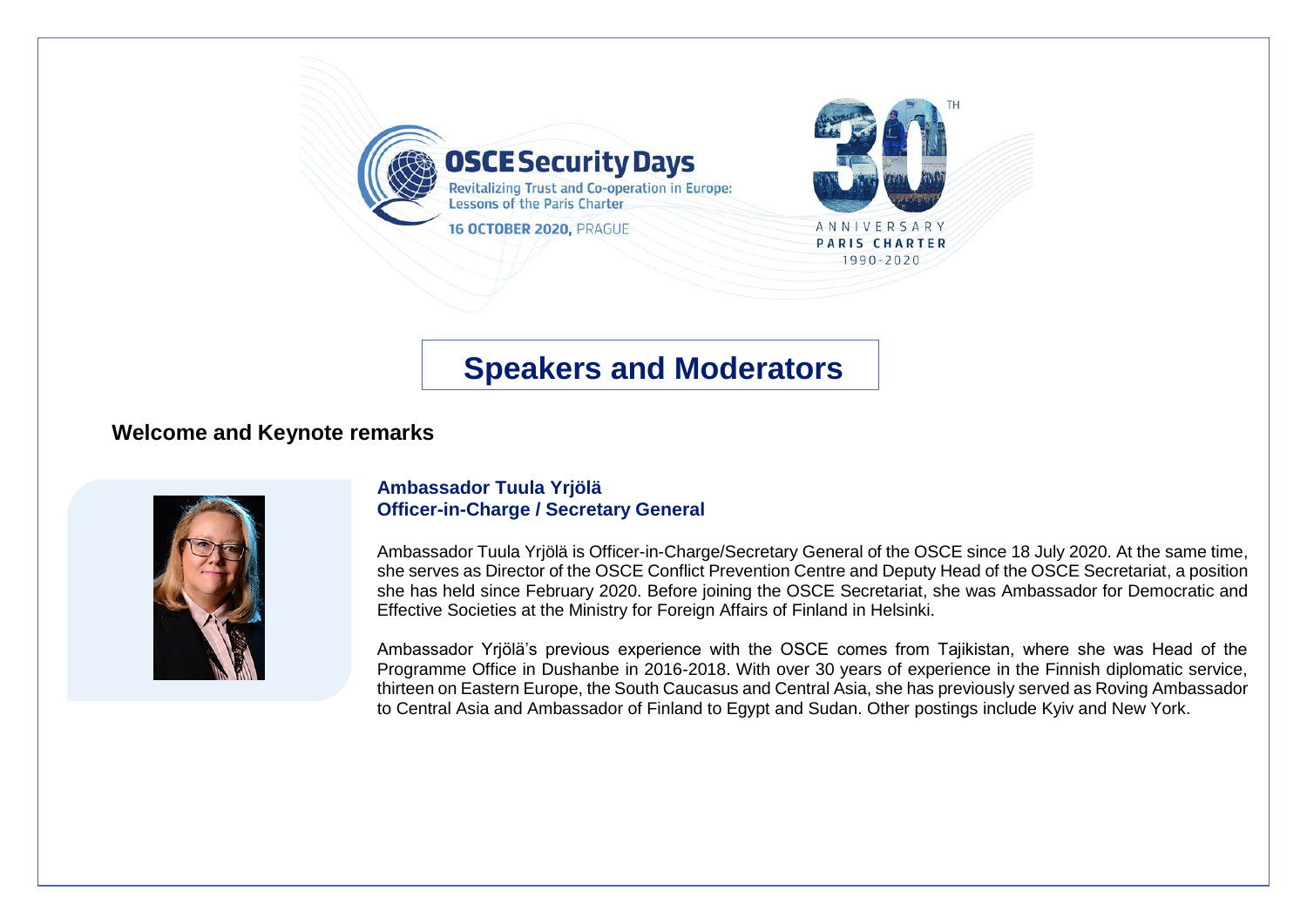**OSCE Security Days**

Revitalizing Trust and Co-operation in Europe: Lessons of the Paris Charter

**16 OCTOBER 2020,** PRAGUE

30TH ANNIVERSARY PARIS CHARTER 1990-2020

# Speakers and Moderators

## Welcome and Keynote remarks

**Ambassador Tuula Yrjölä**
**Officer-in-Charge / Secretary General**

Ambassador Tuula Yrjölä is Officer-in-Charge/Secretary General of the OSCE since 18 July 2020. At the same time, she serves as Director of the OSCE Conflict Prevention Centre and Deputy Head of the OSCE Secretariat, a position she has held since February 2020. Before joining the OSCE Secretariat, she was Ambassador for Democratic and Effective Societies at the Ministry for Foreign Affairs of Finland in Helsinki.

Ambassador Yrjölä's previous experience with the OSCE comes from Tajikistan, where she was Head of the Programme Office in Dushanbe in 2016-2018. With over 30 years of experience in the Finnish diplomatic service, thirteen on Eastern Europe, the South Caucasus and Central Asia, she has previously served as Roving Ambassador to Central Asia and Ambassador of Finland to Egypt and Sudan. Other postings include Kyiv and New York.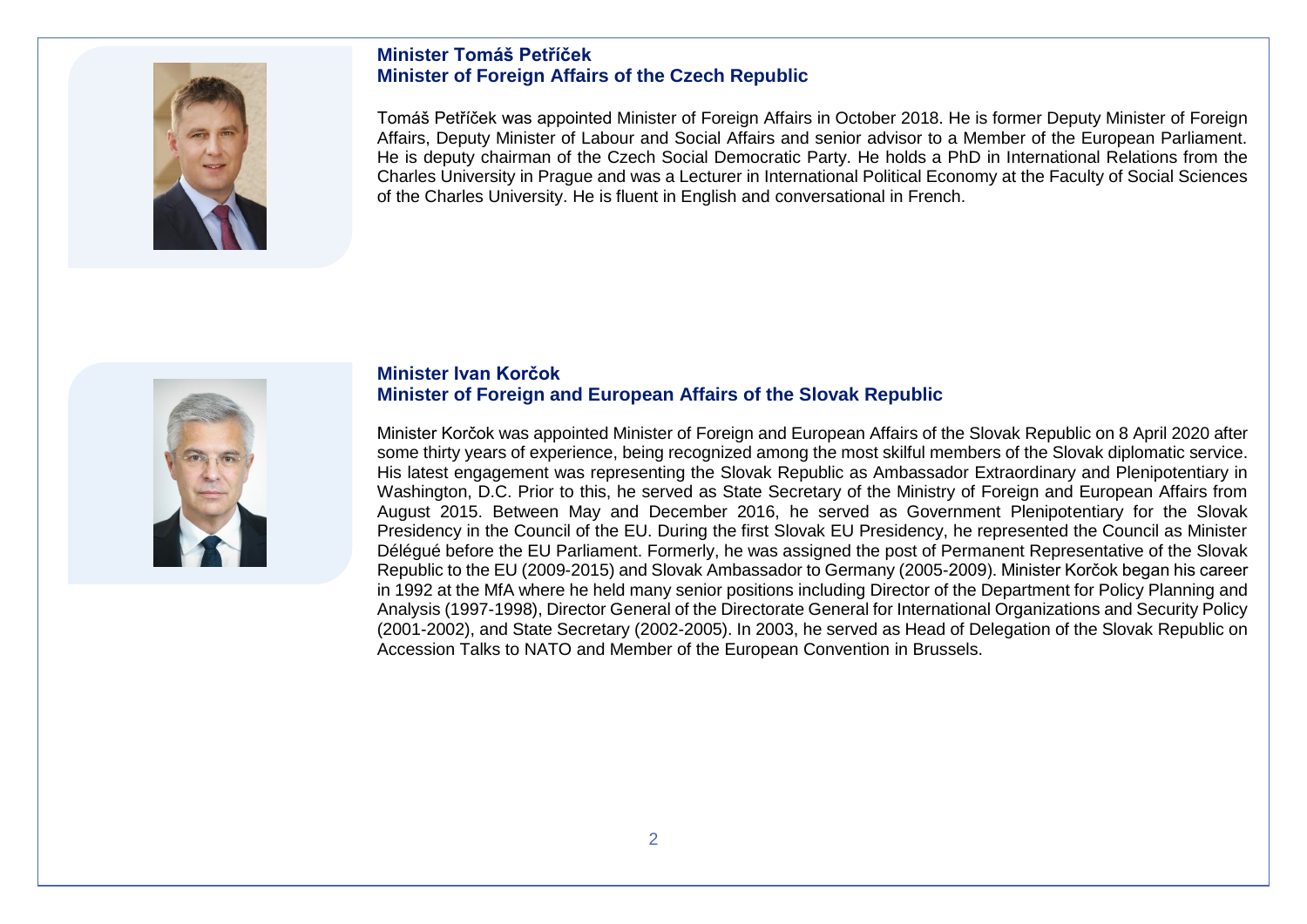## Minister Tomáš Petříček
## Minister of Foreign Affairs of the Czech Republic

Tomáš Petříček was appointed Minister of Foreign Affairs in October 2018. He is former Deputy Minister of Foreign Affairs, Deputy Minister of Labour and Social Affairs and senior advisor to a Member of the European Parliament. He is deputy chairman of the Czech Social Democratic Party. He holds a PhD in International Relations from the Charles University in Prague and was a Lecturer in International Political Economy at the Faculty of Social Sciences of the Charles University. He is fluent in English and conversational in French.

## Minister Ivan Korčok
## Minister of Foreign and European Affairs of the Slovak Republic

Minister Korčok was appointed Minister of Foreign and European Affairs of the Slovak Republic on 8 April 2020 after some thirty years of experience, being recognized among the most skilful members of the Slovak diplomatic service. His latest engagement was representing the Slovak Republic as Ambassador Extraordinary and Plenipotentiary in Washington, D.C. Prior to this, he served as State Secretary of the Ministry of Foreign and European Affairs from August 2015. Between May and December 2016, he served as Government Plenipotentiary for the Slovak Presidency in the Council of the EU. During the first Slovak EU Presidency, he represented the Council as Minister Délégué before the EU Parliament. Formerly, he was assigned the post of Permanent Representative of the Slovak Republic to the EU (2009-2015) and Slovak Ambassador to Germany (2005-2009). Minister Korčok began his career in 1992 at the MfA where he held many senior positions including Director of the Department for Policy Planning and Analysis (1997-1998), Director General of the Directorate General for International Organizations and Security Policy (2001-2002), and State Secretary (2002-2005). In 2003, he served as Head of Delegation of the Slovak Republic on Accession Talks to NATO and Member of the European Convention in Brussels.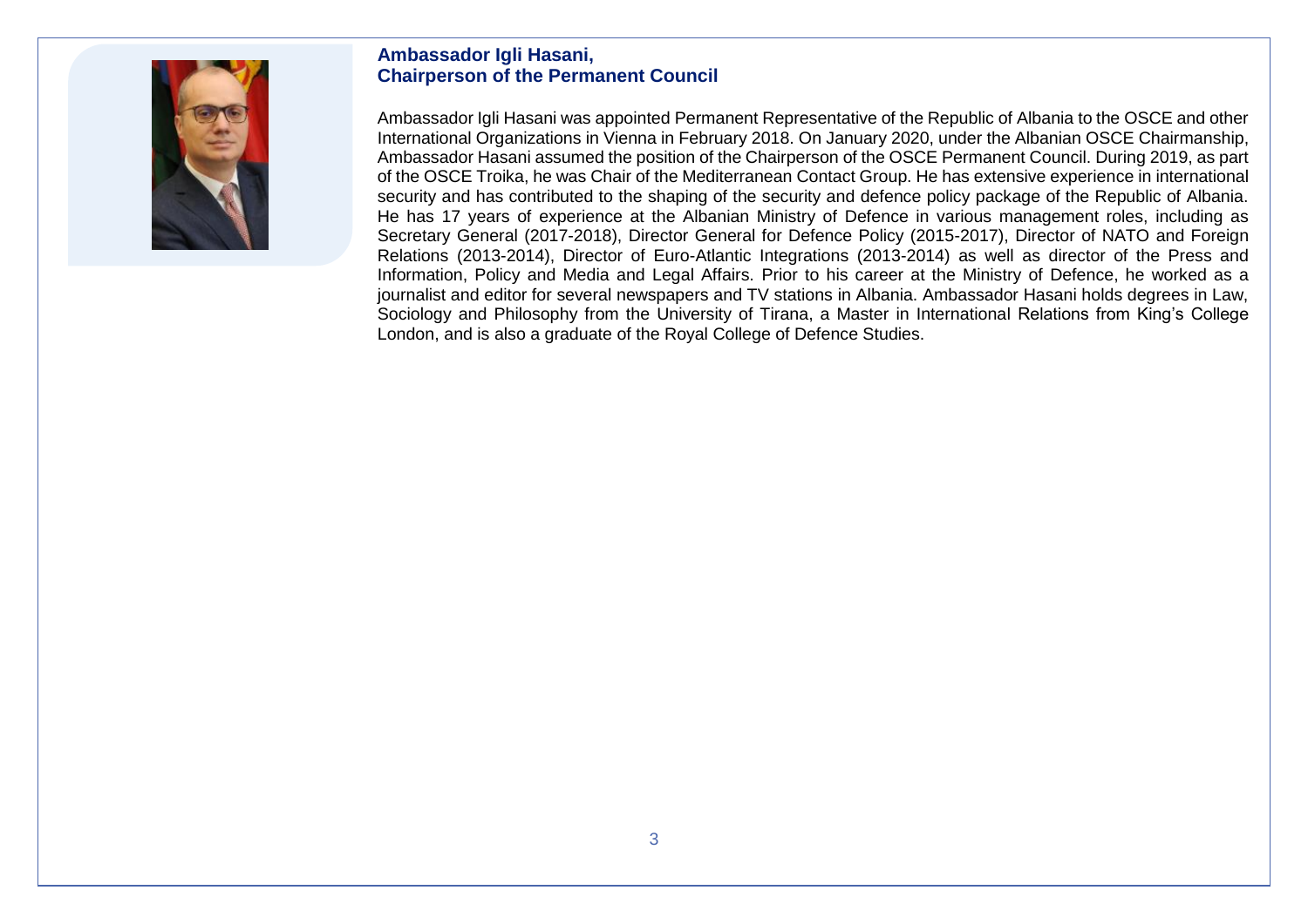**Ambassador Igli Hasani,**
**Chairperson of the Permanent Council**

Ambassador Igli Hasani was appointed Permanent Representative of the Republic of Albania to the OSCE and other International Organizations in Vienna in February 2018. On January 2020, under the Albanian OSCE Chairmanship, Ambassador Hasani assumed the position of the Chairperson of the OSCE Permanent Council. During 2019, as part of the OSCE Troika, he was Chair of the Mediterranean Contact Group. He has extensive experience in international security and has contributed to the shaping of the security and defence policy package of the Republic of Albania. He has 17 years of experience at the Albanian Ministry of Defence in various management roles, including as Secretary General (2017-2018), Director General for Defence Policy (2015-2017), Director of NATO and Foreign Relations (2013-2014), Director of Euro-Atlantic Integrations (2013-2014) as well as director of the Press and Information, Policy and Media and Legal Affairs. Prior to his career at the Ministry of Defence, he worked as a journalist and editor for several newspapers and TV stations in Albania. Ambassador Hasani holds degrees in Law, Sociology and Philosophy from the University of Tirana, a Master in International Relations from King's College London, and is also a graduate of the Royal College of Defence Studies.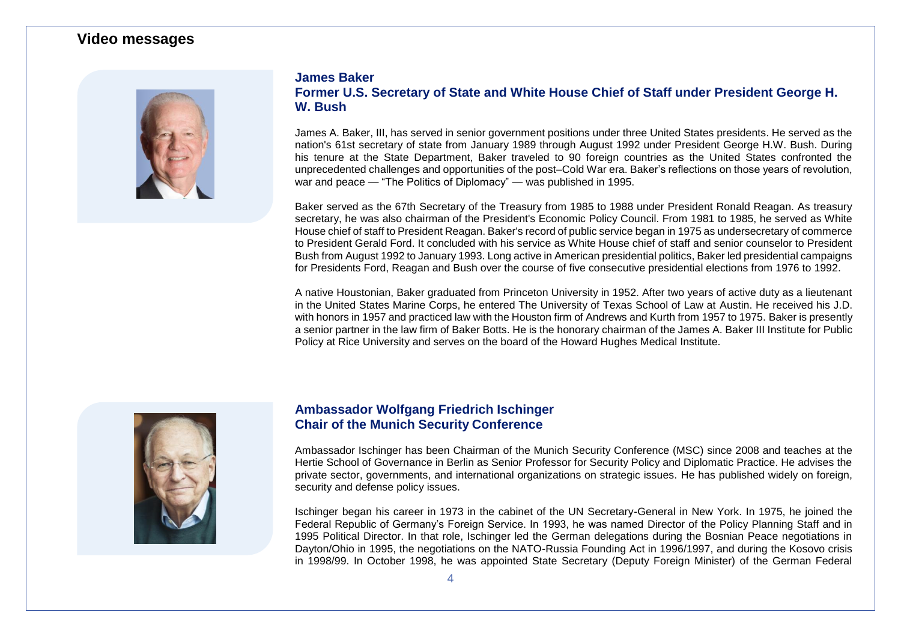## Video messages

### James Baker
### Former U.S. Secretary of State and White House Chief of Staff under President George H. W. Bush

James A. Baker, III, has served in senior government positions under three United States presidents. He served as the nation's 61st secretary of state from January 1989 through August 1992 under President George H.W. Bush. During his tenure at the State Department, Baker traveled to 90 foreign countries as the United States confronted the unprecedented challenges and opportunities of the post–Cold War era. Baker's reflections on those years of revolution, war and peace — "The Politics of Diplomacy" — was published in 1995.

Baker served as the 67th Secretary of the Treasury from 1985 to 1988 under President Ronald Reagan. As treasury secretary, he was also chairman of the President's Economic Policy Council. From 1981 to 1985, he served as White House chief of staff to President Reagan. Baker's record of public service began in 1975 as undersecretary of commerce to President Gerald Ford. It concluded with his service as White House chief of staff and senior counselor to President Bush from August 1992 to January 1993. Long active in American presidential politics, Baker led presidential campaigns for Presidents Ford, Reagan and Bush over the course of five consecutive presidential elections from 1976 to 1992.

A native Houstonian, Baker graduated from Princeton University in 1952. After two years of active duty as a lieutenant in the United States Marine Corps, he entered The University of Texas School of Law at Austin. He received his J.D. with honors in 1957 and practiced law with the Houston firm of Andrews and Kurth from 1957 to 1975. Baker is presently a senior partner in the law firm of Baker Botts. He is the honorary chairman of the James A. Baker III Institute for Public Policy at Rice University and serves on the board of the Howard Hughes Medical Institute.

### Ambassador Wolfgang Friedrich Ischinger
### Chair of the Munich Security Conference

Ambassador Ischinger has been Chairman of the Munich Security Conference (MSC) since 2008 and teaches at the Hertie School of Governance in Berlin as Senior Professor for Security Policy and Diplomatic Practice. He advises the private sector, governments, and international organizations on strategic issues. He has published widely on foreign, security and defense policy issues.

Ischinger began his career in 1973 in the cabinet of the UN Secretary-General in New York. In 1975, he joined the Federal Republic of Germany's Foreign Service. In 1993, he was named Director of the Policy Planning Staff and in 1995 Political Director. In that role, Ischinger led the German delegations during the Bosnian Peace negotiations in Dayton/Ohio in 1995, the negotiations on the NATO-Russia Founding Act in 1996/1997, and during the Kosovo crisis in 1998/99. In October 1998, he was appointed State Secretary (Deputy Foreign Minister) of the German Federal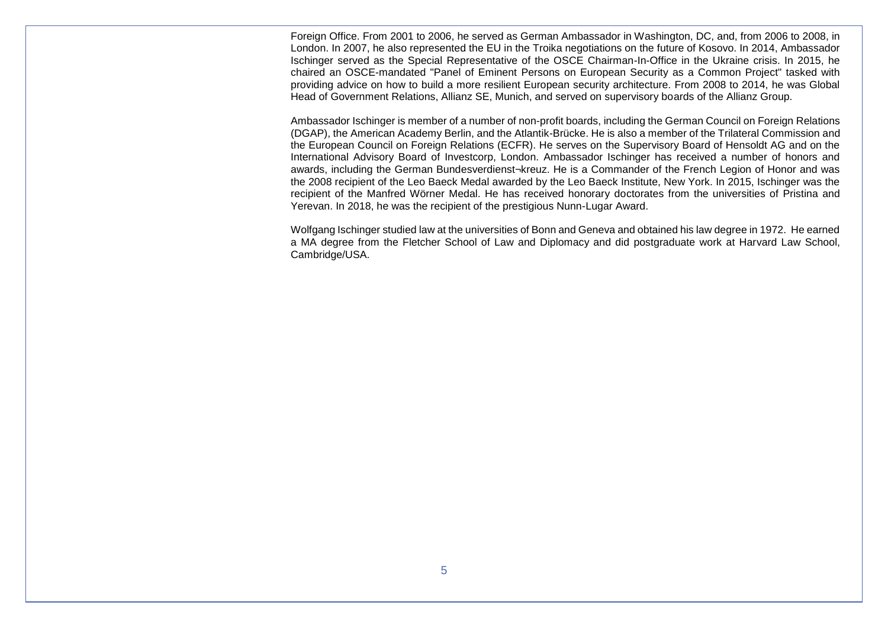Foreign Office. From 2001 to 2006, he served as German Ambassador in Washington, DC, and, from 2006 to 2008, in London. In 2007, he also represented the EU in the Troika negotiations on the future of Kosovo. In 2014, Ambassador Ischinger served as the Special Representative of the OSCE Chairman-In-Office in the Ukraine crisis. In 2015, he chaired an OSCE-mandated "Panel of Eminent Persons on European Security as a Common Project" tasked with providing advice on how to build a more resilient European security architecture. From 2008 to 2014, he was Global Head of Government Relations, Allianz SE, Munich, and served on supervisory boards of the Allianz Group.

Ambassador Ischinger is member of a number of non-profit boards, including the German Council on Foreign Relations (DGAP), the American Academy Berlin, and the Atlantik-Brücke. He is also a member of the Trilateral Commission and the European Council on Foreign Relations (ECFR). He serves on the Supervisory Board of Hensoldt AG and on the International Advisory Board of Investcorp, London. Ambassador Ischinger has received a number of honors and awards, including the German Bundesverdienst¬kreuz. He is a Commander of the French Legion of Honor and was the 2008 recipient of the Leo Baeck Medal awarded by the Leo Baeck Institute, New York. In 2015, Ischinger was the recipient of the Manfred Wörner Medal. He has received honorary doctorates from the universities of Pristina and Yerevan. In 2018, he was the recipient of the prestigious Nunn-Lugar Award.

Wolfgang Ischinger studied law at the universities of Bonn and Geneva and obtained his law degree in 1972. He earned a MA degree from the Fletcher School of Law and Diplomacy and did postgraduate work at Harvard Law School, Cambridge/USA.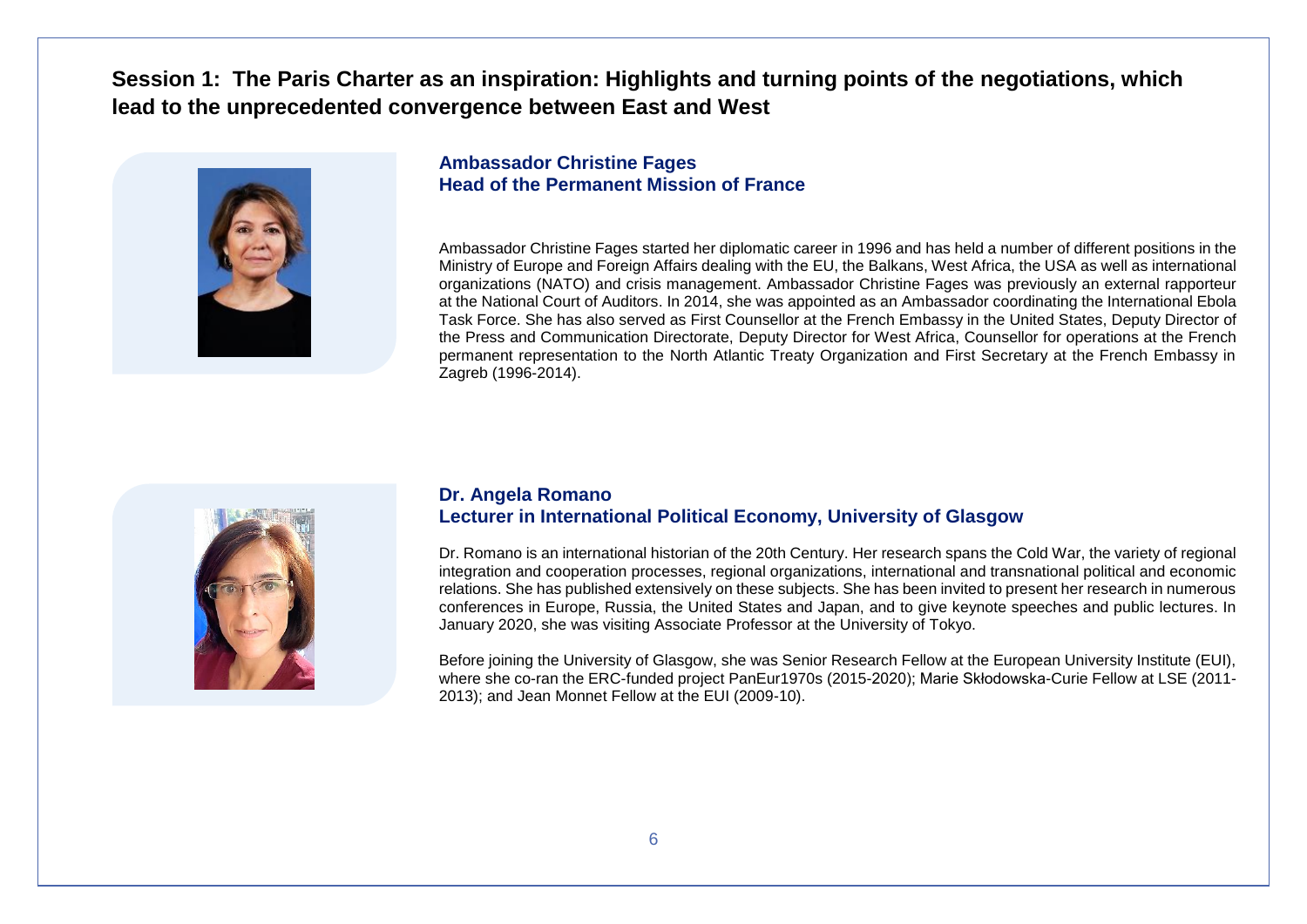## Session 1: The Paris Charter as an inspiration: Highlights and turning points of the negotiations, which lead to the unprecedented convergence between East and West

### Ambassador Christine Fages
### Head of the Permanent Mission of France

Ambassador Christine Fages started her diplomatic career in 1996 and has held a number of different positions in the Ministry of Europe and Foreign Affairs dealing with the EU, the Balkans, West Africa, the USA as well as international organizations (NATO) and crisis management. Ambassador Christine Fages was previously an external rapporteur at the National Court of Auditors. In 2014, she was appointed as an Ambassador coordinating the International Ebola Task Force. She has also served as First Counsellor at the French Embassy in the United States, Deputy Director of the Press and Communication Directorate, Deputy Director for West Africa, Counsellor for operations at the French permanent representation to the North Atlantic Treaty Organization and First Secretary at the French Embassy in Zagreb (1996-2014).

### Dr. Angela Romano
### Lecturer in International Political Economy, University of Glasgow

Dr. Romano is an international historian of the 20th Century. Her research spans the Cold War, the variety of regional integration and cooperation processes, regional organizations, international and transnational political and economic relations. She has published extensively on these subjects. She has been invited to present her research in numerous conferences in Europe, Russia, the United States and Japan, and to give keynote speeches and public lectures. In January 2020, she was visiting Associate Professor at the University of Tokyo.

Before joining the University of Glasgow, she was Senior Research Fellow at the European University Institute (EUI), where she co-ran the ERC-funded project PanEur1970s (2015-2020); Marie Skłodowska-Curie Fellow at LSE (2011-2013); and Jean Monnet Fellow at the EUI (2009-10).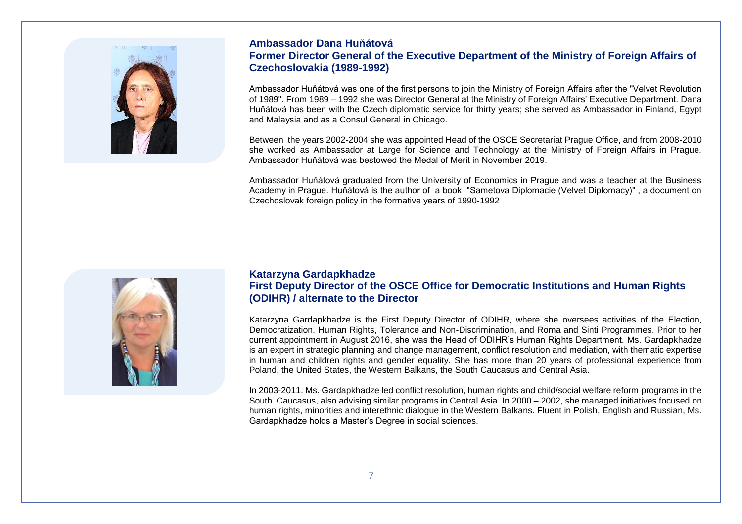### Ambassador Dana Huňátová

### Former Director General of the Executive Department of the Ministry of Foreign Affairs of Czechoslovakia (1989-1992)

Ambassador Huňátová was one of the first persons to join the Ministry of Foreign Affairs after the "Velvet Revolution of 1989". From 1989 – 1992 she was Director General at the Ministry of Foreign Affairs' Executive Department. Dana Huňátová has been with the Czech diplomatic service for thirty years; she served as Ambassador in Finland, Egypt and Malaysia and as a Consul General in Chicago.

Between the years 2002-2004 she was appointed Head of the OSCE Secretariat Prague Office, and from 2008-2010 she worked as Ambassador at Large for Science and Technology at the Ministry of Foreign Affairs in Prague. Ambassador Huňátová was bestowed the Medal of Merit in November 2019.

Ambassador Huňátová graduated from the University of Economics in Prague and was a teacher at the Business Academy in Prague. Huňátová is the author of a book "Sametova Diplomacie (Velvet Diplomacy)" , a document on Czechoslovak foreign policy in the formative years of 1990-1992

### Katarzyna Gardapkhadze

### First Deputy Director of the OSCE Office for Democratic Institutions and Human Rights (ODIHR) / alternate to the Director

Katarzyna Gardapkhadze is the First Deputy Director of ODIHR, where she oversees activities of the Election, Democratization, Human Rights, Tolerance and Non-Discrimination, and Roma and Sinti Programmes. Prior to her current appointment in August 2016, she was the Head of ODIHR's Human Rights Department. Ms. Gardapkhadze is an expert in strategic planning and change management, conflict resolution and mediation, with thematic expertise in human and children rights and gender equality. She has more than 20 years of professional experience from Poland, the United States, the Western Balkans, the South Caucasus and Central Asia.

In 2003-2011. Ms. Gardapkhadze led conflict resolution, human rights and child/social welfare reform programs in the South Caucasus, also advising similar programs in Central Asia. In 2000 – 2002, she managed initiatives focused on human rights, minorities and interethnic dialogue in the Western Balkans. Fluent in Polish, English and Russian, Ms. Gardapkhadze holds a Master's Degree in social sciences.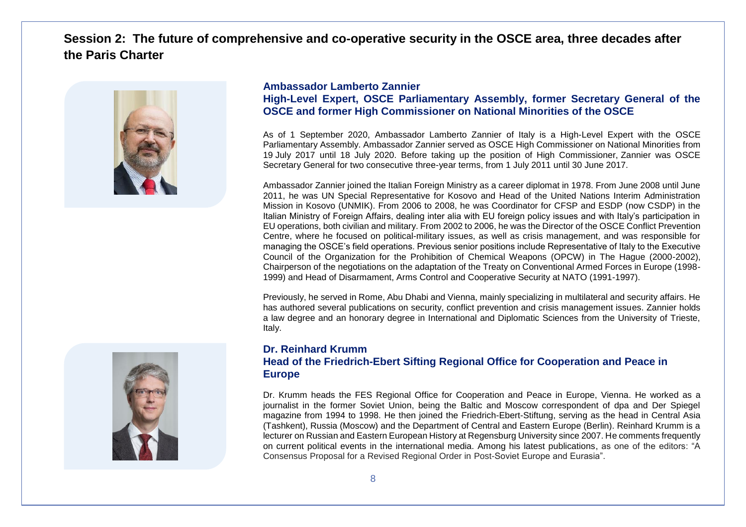## Session 2: The future of comprehensive and co-operative security in the OSCE area, three decades after the Paris Charter

### Ambassador Lamberto Zannier
### High-Level Expert, OSCE Parliamentary Assembly, former Secretary General of the OSCE and former High Commissioner on National Minorities of the OSCE

As of 1 September 2020, Ambassador Lamberto Zannier of Italy is a High-Level Expert with the OSCE Parliamentary Assembly. Ambassador Zannier served as OSCE High Commissioner on National Minorities from 19 July 2017 until 18 July 2020. Before taking up the position of High Commissioner, Zannier was OSCE Secretary General for two consecutive three-year terms, from 1 July 2011 until 30 June 2017.

Ambassador Zannier joined the Italian Foreign Ministry as a career diplomat in 1978. From June 2008 until June 2011, he was UN Special Representative for Kosovo and Head of the United Nations Interim Administration Mission in Kosovo (UNMIK). From 2006 to 2008, he was Coordinator for CFSP and ESDP (now CSDP) in the Italian Ministry of Foreign Affairs, dealing inter alia with EU foreign policy issues and with Italy's participation in EU operations, both civilian and military. From 2002 to 2006, he was the Director of the OSCE Conflict Prevention Centre, where he focused on political-military issues, as well as crisis management, and was responsible for managing the OSCE's field operations. Previous senior positions include Representative of Italy to the Executive Council of the Organization for the Prohibition of Chemical Weapons (OPCW) in The Hague (2000-2002), Chairperson of the negotiations on the adaptation of the Treaty on Conventional Armed Forces in Europe (1998-1999) and Head of Disarmament, Arms Control and Cooperative Security at NATO (1991-1997).

Previously, he served in Rome, Abu Dhabi and Vienna, mainly specializing in multilateral and security affairs. He has authored several publications on security, conflict prevention and crisis management issues. Zannier holds a law degree and an honorary degree in International and Diplomatic Sciences from the University of Trieste, Italy.

### Dr. Reinhard Krumm
### Head of the Friedrich-Ebert Sifting Regional Office for Cooperation and Peace in Europe

Dr. Krumm heads the FES Regional Office for Cooperation and Peace in Europe, Vienna. He worked as a journalist in the former Soviet Union, being the Baltic and Moscow correspondent of dpa and Der Spiegel magazine from 1994 to 1998. He then joined the Friedrich-Ebert-Stiftung, serving as the head in Central Asia (Tashkent), Russia (Moscow) and the Department of Central and Eastern Europe (Berlin). Reinhard Krumm is a lecturer on Russian and Eastern European History at Regensburg University since 2007. He comments frequently on current political events in the international media. Among his latest publications, as one of the editors: "A Consensus Proposal for a Revised Regional Order in Post-Soviet Europe and Eurasia".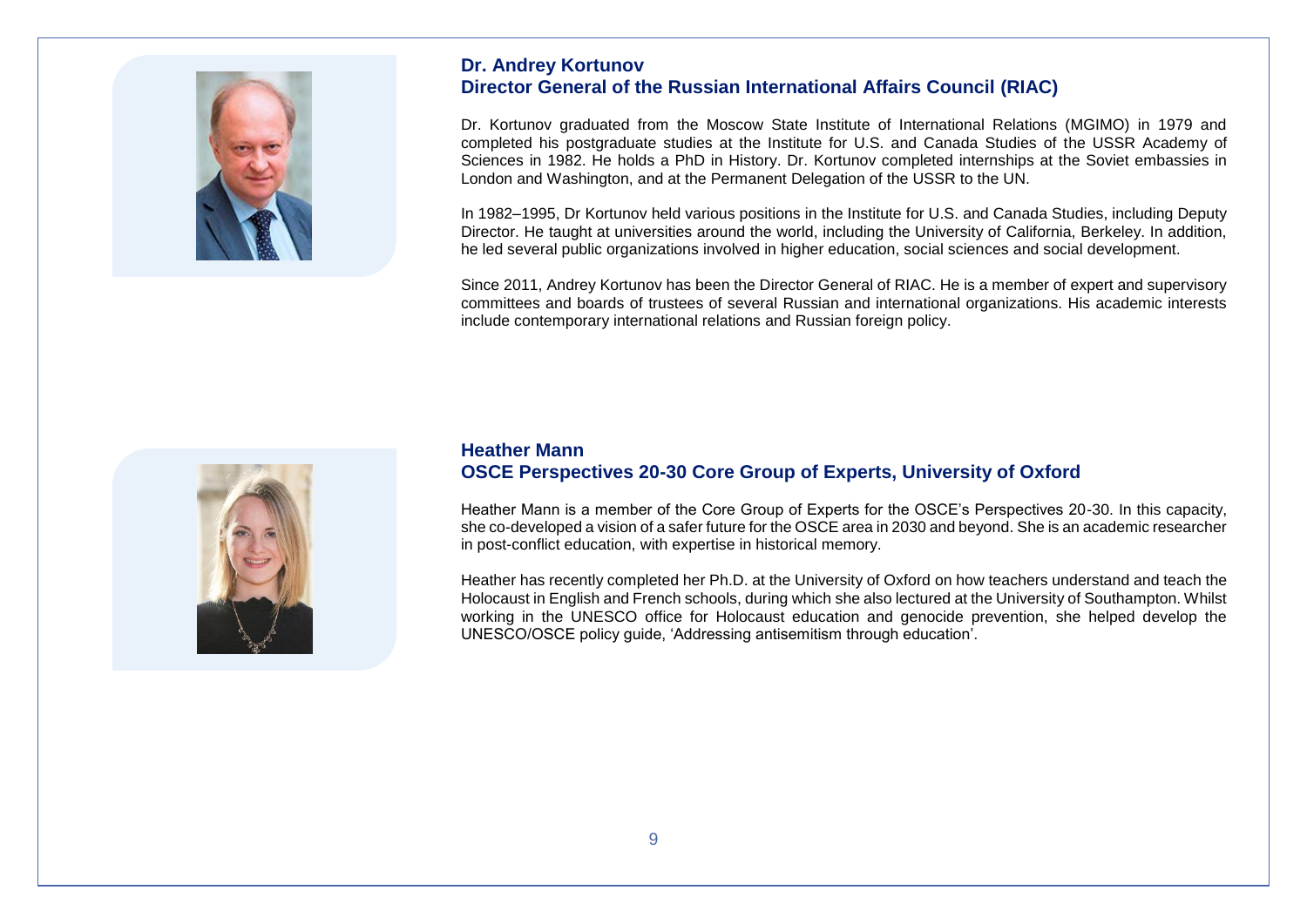## Dr. Andrey Kortunov
## Director General of the Russian International Affairs Council (RIAC)

Dr. Kortunov graduated from the Moscow State Institute of International Relations (MGIMO) in 1979 and completed his postgraduate studies at the Institute for U.S. and Canada Studies of the USSR Academy of Sciences in 1982. He holds a PhD in History. Dr. Kortunov completed internships at the Soviet embassies in London and Washington, and at the Permanent Delegation of the USSR to the UN.

In 1982–1995, Dr Kortunov held various positions in the Institute for U.S. and Canada Studies, including Deputy Director. He taught at universities around the world, including the University of California, Berkeley. In addition, he led several public organizations involved in higher education, social sciences and social development.

Since 2011, Andrey Kortunov has been the Director General of RIAC. He is a member of expert and supervisory committees and boards of trustees of several Russian and international organizations. His academic interests include contemporary international relations and Russian foreign policy.

## Heather Mann
## OSCE Perspectives 20-30 Core Group of Experts, University of Oxford

Heather Mann is a member of the Core Group of Experts for the OSCE's Perspectives 20-30. In this capacity, she co-developed a vision of a safer future for the OSCE area in 2030 and beyond. She is an academic researcher in post-conflict education, with expertise in historical memory.

Heather has recently completed her Ph.D. at the University of Oxford on how teachers understand and teach the Holocaust in English and French schools, during which she also lectured at the University of Southampton. Whilst working in the UNESCO office for Holocaust education and genocide prevention, she helped develop the UNESCO/OSCE policy guide, 'Addressing antisemitism through education'.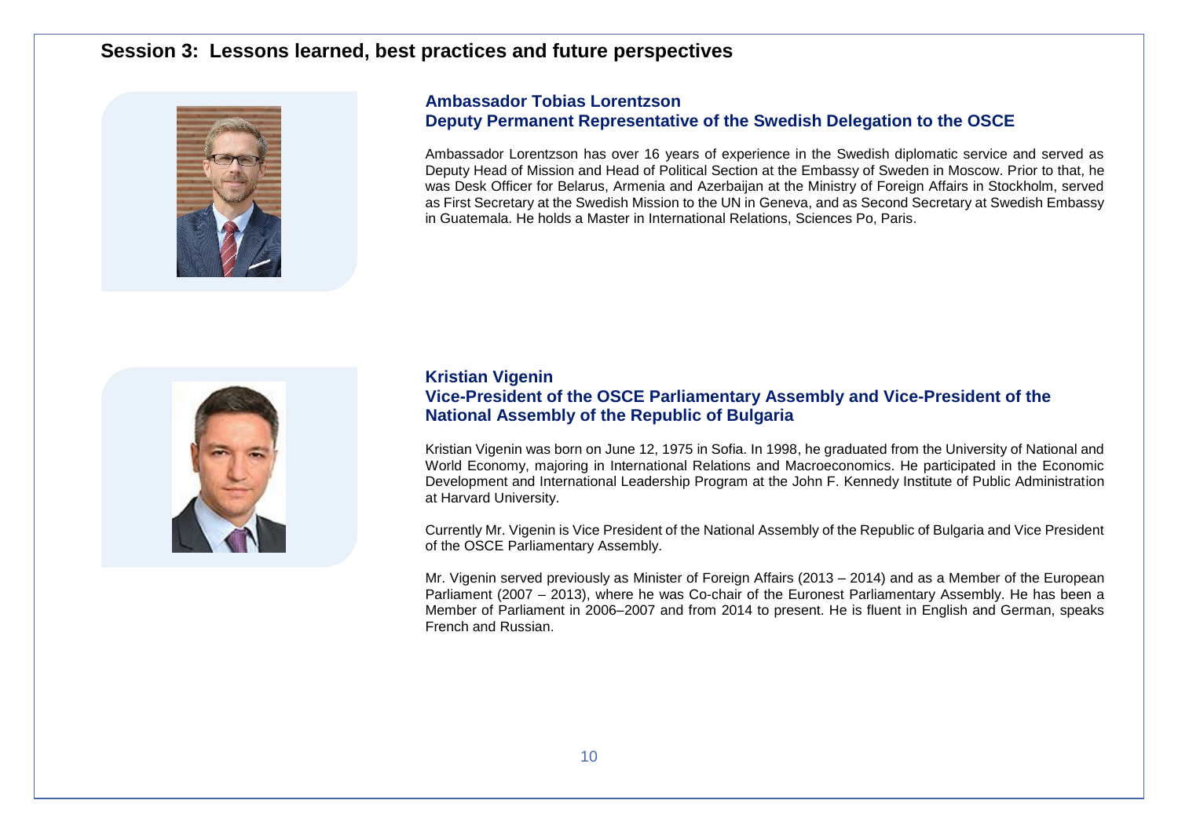## Session 3: Lessons learned, best practices and future perspectives

### Ambassador Tobias Lorentzson
### Deputy Permanent Representative of the Swedish Delegation to the OSCE

Ambassador Lorentzson has over 16 years of experience in the Swedish diplomatic service and served as Deputy Head of Mission and Head of Political Section at the Embassy of Sweden in Moscow. Prior to that, he was Desk Officer for Belarus, Armenia and Azerbaijan at the Ministry of Foreign Affairs in Stockholm, served as First Secretary at the Swedish Mission to the UN in Geneva, and as Second Secretary at Swedish Embassy in Guatemala. He holds a Master in International Relations, Sciences Po, Paris.

### Kristian Vigenin
### Vice-President of the OSCE Parliamentary Assembly and Vice-President of the National Assembly of the Republic of Bulgaria

Kristian Vigenin was born on June 12, 1975 in Sofia. In 1998, he graduated from the University of National and World Economy, majoring in International Relations and Macroeconomics. He participated in the Economic Development and International Leadership Program at the John F. Kennedy Institute of Public Administration at Harvard University.

Currently Mr. Vigenin is Vice President of the National Assembly of the Republic of Bulgaria and Vice President of the OSCE Parliamentary Assembly.

Mr. Vigenin served previously as Minister of Foreign Affairs (2013 – 2014) and as a Member of the European Parliament (2007 – 2013), where he was Co-chair of the Euronest Parliamentary Assembly. He has been a Member of Parliament in 2006–2007 and from 2014 to present. He is fluent in English and German, speaks French and Russian.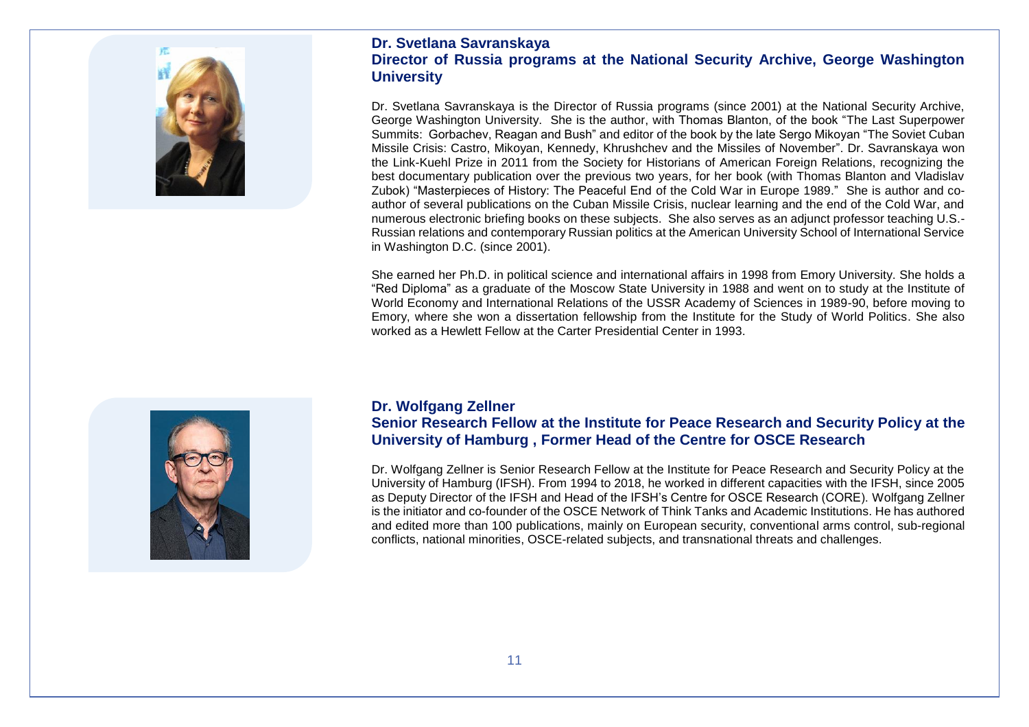### Dr. Svetlana Savranskaya
### Director of Russia programs at the National Security Archive, George Washington University

Dr. Svetlana Savranskaya is the Director of Russia programs (since 2001) at the National Security Archive, George Washington University. She is the author, with Thomas Blanton, of the book "The Last Superpower Summits: Gorbachev, Reagan and Bush" and editor of the book by the late Sergo Mikoyan "The Soviet Cuban Missile Crisis: Castro, Mikoyan, Kennedy, Khrushchev and the Missiles of November". Dr. Savranskaya won the Link-Kuehl Prize in 2011 from the Society for Historians of American Foreign Relations, recognizing the best documentary publication over the previous two years, for her book (with Thomas Blanton and Vladislav Zubok) "Masterpieces of History: The Peaceful End of the Cold War in Europe 1989." She is author and co-author of several publications on the Cuban Missile Crisis, nuclear learning and the end of the Cold War, and numerous electronic briefing books on these subjects. She also serves as an adjunct professor teaching U.S.-Russian relations and contemporary Russian politics at the American University School of International Service in Washington D.C. (since 2001).

She earned her Ph.D. in political science and international affairs in 1998 from Emory University. She holds a "Red Diploma" as a graduate of the Moscow State University in 1988 and went on to study at the Institute of World Economy and International Relations of the USSR Academy of Sciences in 1989-90, before moving to Emory, where she won a dissertation fellowship from the Institute for the Study of World Politics. She also worked as a Hewlett Fellow at the Carter Presidential Center in 1993.

### Dr. Wolfgang Zellner
### Senior Research Fellow at the Institute for Peace Research and Security Policy at the University of Hamburg , Former Head of the Centre for OSCE Research

Dr. Wolfgang Zellner is Senior Research Fellow at the Institute for Peace Research and Security Policy at the University of Hamburg (IFSH). From 1994 to 2018, he worked in different capacities with the IFSH, since 2005 as Deputy Director of the IFSH and Head of the IFSH's Centre for OSCE Research (CORE). Wolfgang Zellner is the initiator and co-founder of the OSCE Network of Think Tanks and Academic Institutions. He has authored and edited more than 100 publications, mainly on European security, conventional arms control, sub-regional conflicts, national minorities, OSCE-related subjects, and transnational threats and challenges.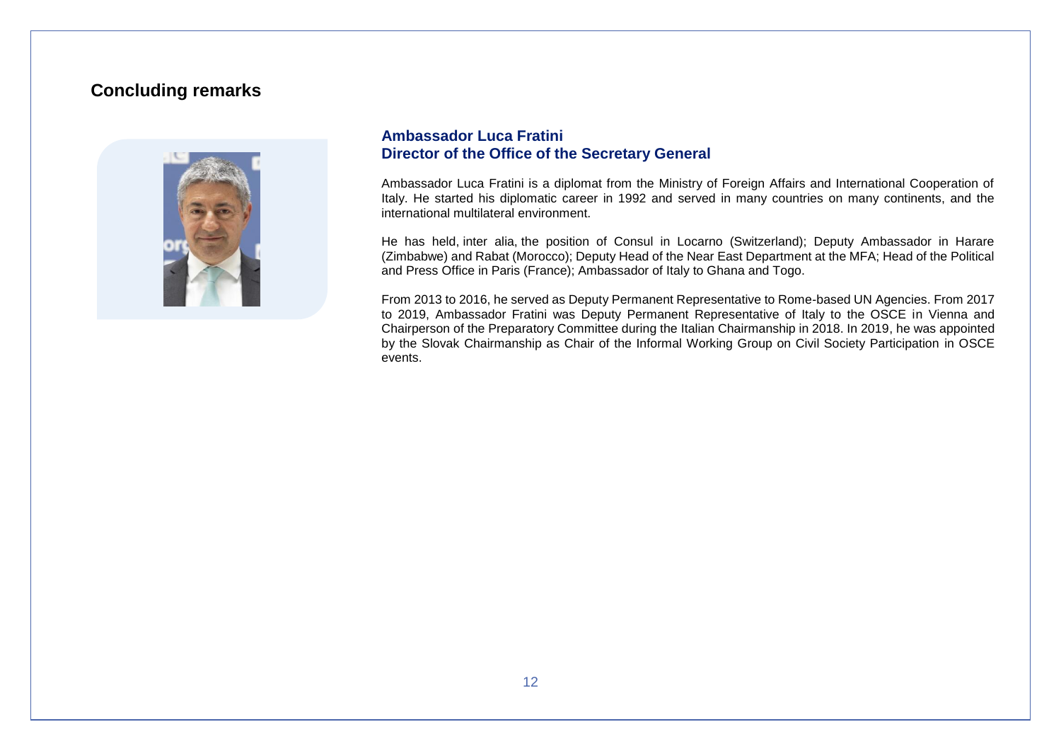## Concluding remarks

### Ambassador Luca Fratini
### Director of the Office of the Secretary General

Ambassador Luca Fratini is a diplomat from the Ministry of Foreign Affairs and International Cooperation of Italy. He started his diplomatic career in 1992 and served in many countries on many continents, and the international multilateral environment.

He has held, inter alia, the position of Consul in Locarno (Switzerland); Deputy Ambassador in Harare (Zimbabwe) and Rabat (Morocco); Deputy Head of the Near East Department at the MFA; Head of the Political and Press Office in Paris (France); Ambassador of Italy to Ghana and Togo.

From 2013 to 2016, he served as Deputy Permanent Representative to Rome-based UN Agencies. From 2017 to 2019, Ambassador Fratini was Deputy Permanent Representative of Italy to the OSCE in Vienna and Chairperson of the Preparatory Committee during the Italian Chairmanship in 2018. In 2019, he was appointed by the Slovak Chairmanship as Chair of the Informal Working Group on Civil Society Participation in OSCE events.